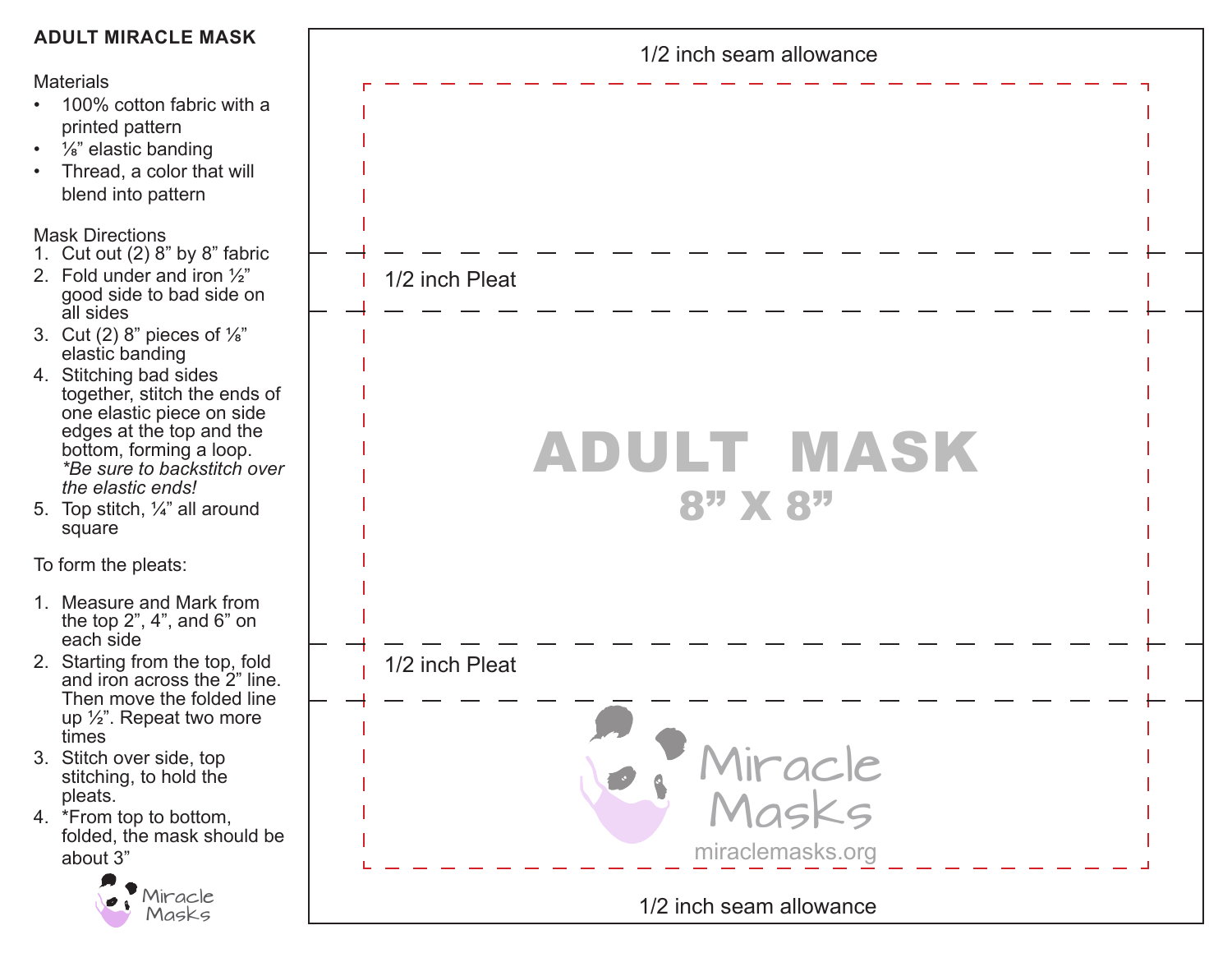## ADULT MIRACLE MASK

Materials

- 100% cotton fabric with a printed pattern
- ⅛" elastic banding
- Thread, a color that will blend into pattern

Mask Directions

1. Cut out (2) 8" by 8" fabric
2. Fold under and iron ½" good side to bad side on all sides
3. Cut (2) 8" pieces of ⅛" elastic banding
4. Stitching bad sides together, stitch the ends of one elastic piece on side edges at the top and the bottom, forming a loop. *\*Be sure to backstitch over the elastic ends!*
5. Top stitch, ¼" all around square

To form the pleats:

1. Measure and Mark from the top 2", 4", and 6" on each side
2. Starting from the top, fold and iron across the 2" line. Then move the folded line up ½". Repeat two more times
3. Stitch over side, top stitching, to hold the pleats.
4. *From top to bottom, folded, the mask should be about 3"

Miracle Masks

1/2 inch seam allowance

1/2 inch Pleat

ADULT MASK

8" X 8"

1/2 inch Pleat

Miracle Masks

miraclemasks.org

1/2 inch seam allowance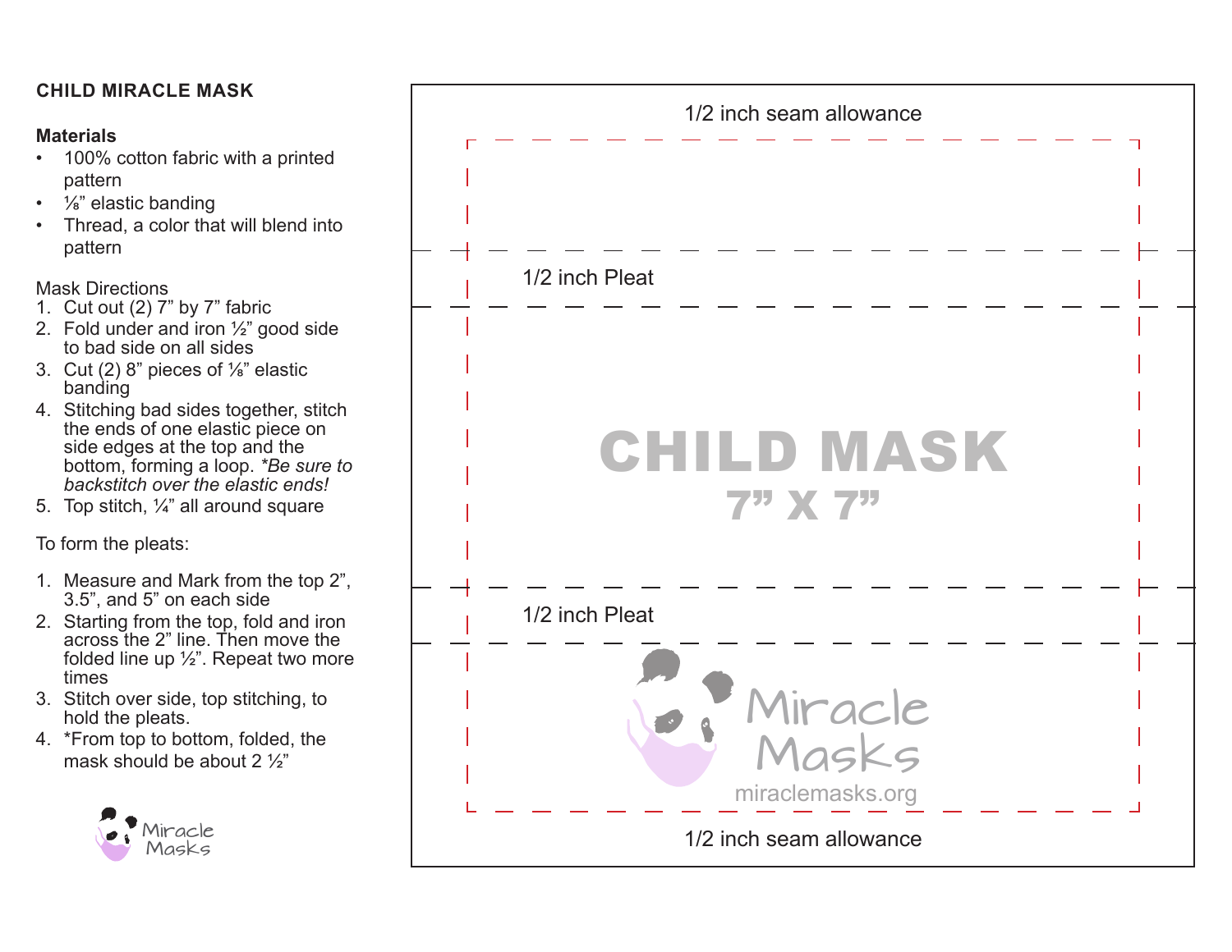**CHILD MIRACLE MASK**

**Materials**

- 100% cotton fabric with a printed pattern
- ⅛" elastic banding
- Thread, a color that will blend into pattern

Mask Directions

1. Cut out (2) 7" by 7" fabric
2. Fold under and iron ½" good side to bad side on all sides
3. Cut (2) 8" pieces of ⅛" elastic banding
4. Stitching bad sides together, stitch the ends of one elastic piece on side edges at the top and the bottom, forming a loop. *\*Be sure to backstitch over the elastic ends!*
5. Top stitch, ¼" all around square

To form the pleats:

1. Measure and Mark from the top 2", 3.5", and 5" on each side
2. Starting from the top, fold and iron across the 2" line. Then move the folded line up ½". Repeat two more times
3. Stitch over side, top stitching, to hold the pleats.
4. *From top to bottom, folded, the mask should be about 2 ½"

Miracle Masks

1/2 inch seam allowance

1/2 inch Pleat

CHILD MASK

7" X 7"

1/2 inch Pleat

Miracle Masks

miraclemasks.org

1/2 inch seam allowance